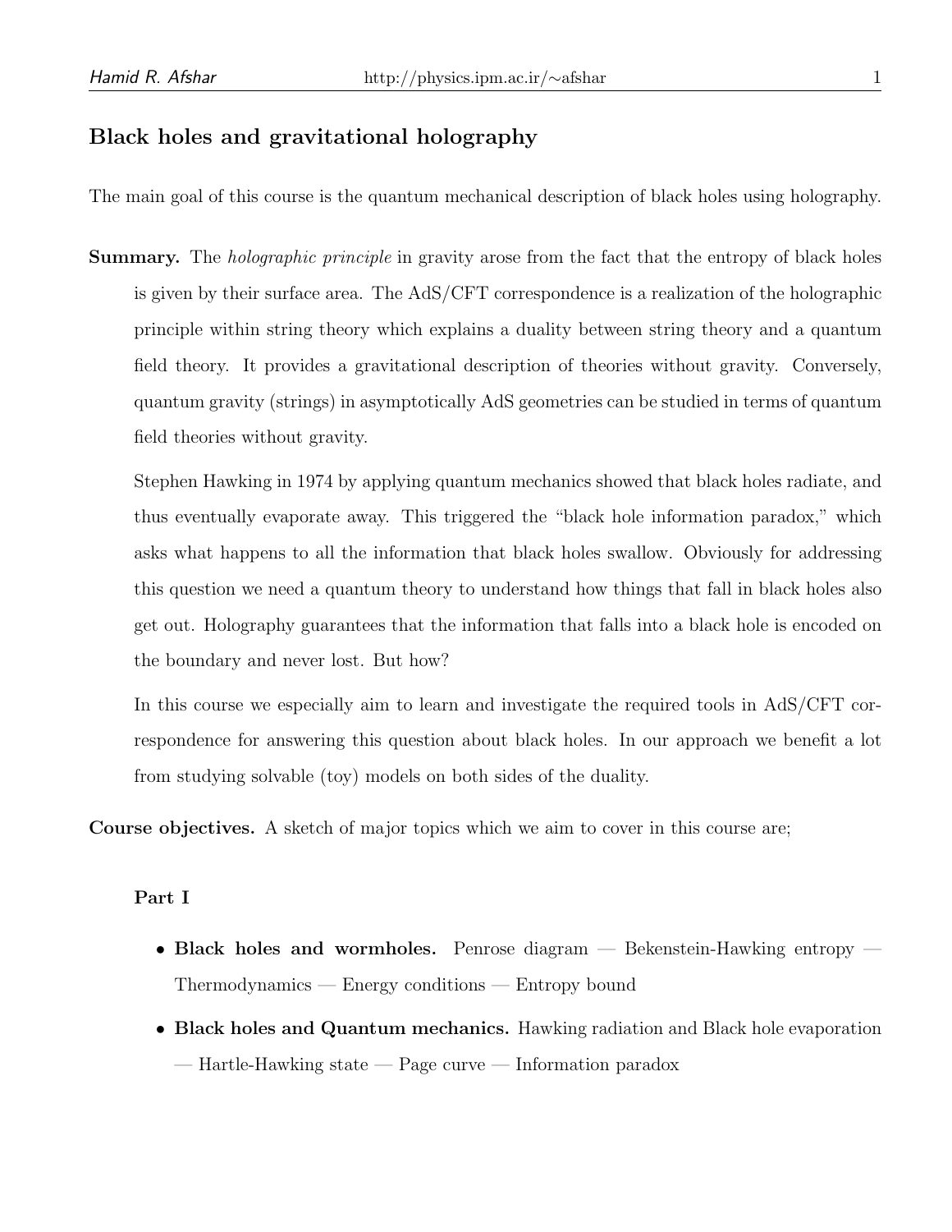## Black holes and gravitational holography

The main goal of this course is the quantum mechanical description of black holes using holography.

**Summary.** The *holographic principle* in gravity arose from the fact that the entropy of black holes is given by their surface area. The AdS/CFT correspondence is a realization of the holographic principle within string theory which explains a duality between string theory and a quantum field theory. It provides a gravitational description of theories without gravity. Conversely, quantum gravity (strings) in asymptotically AdS geometries can be studied in terms of quantum field theories without gravity.

Stephen Hawking in 1974 by applying quantum mechanics showed that black holes radiate, and thus eventually evaporate away. This triggered the "black hole information paradox," which asks what happens to all the information that black holes swallow. Obviously for addressing this question we need a quantum theory to understand how things that fall in black holes also get out. Holography guarantees that the information that falls into a black hole is encoded on the boundary and never lost. But how?

In this course we especially aim to learn and investigate the required tools in AdS/CFT correspondence for answering this question about black holes. In our approach we benefit a lot from studying solvable (toy) models on both sides of the duality.

**Course objectives.** A sketch of major topics which we aim to cover in this course are;

### Part I

- **Black holes and wormholes.** Penrose diagram — Bekenstein-Hawking entropy — Thermodynamics — Energy conditions — Entropy bound
- **Black holes and Quantum mechanics.** Hawking radiation and Black hole evaporation — Hartle-Hawking state — Page curve — Information paradox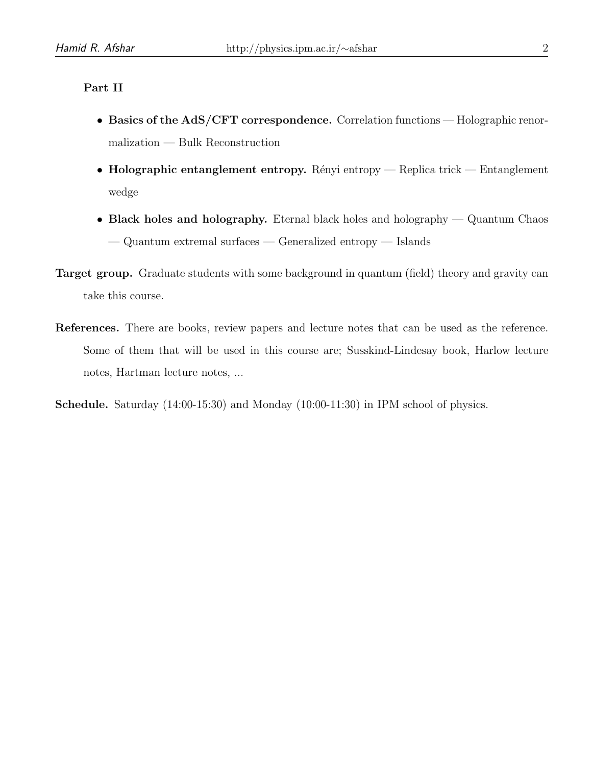**Part II**

- **Basics of the AdS/CFT correspondence.** Correlation functions — Holographic renormalization — Bulk Reconstruction
- **Holographic entanglement entropy.** Rényi entropy — Replica trick — Entanglement wedge
- **Black holes and holography.** Eternal black holes and holography — Quantum Chaos — Quantum extremal surfaces — Generalized entropy — Islands

**Target group.** Graduate students with some background in quantum (field) theory and gravity can take this course.

**References.** There are books, review papers and lecture notes that can be used as the reference. Some of them that will be used in this course are; Susskind-Lindesay book, Harlow lecture notes, Hartman lecture notes, ...

**Schedule.** Saturday (14:00-15:30) and Monday (10:00-11:30) in IPM school of physics.